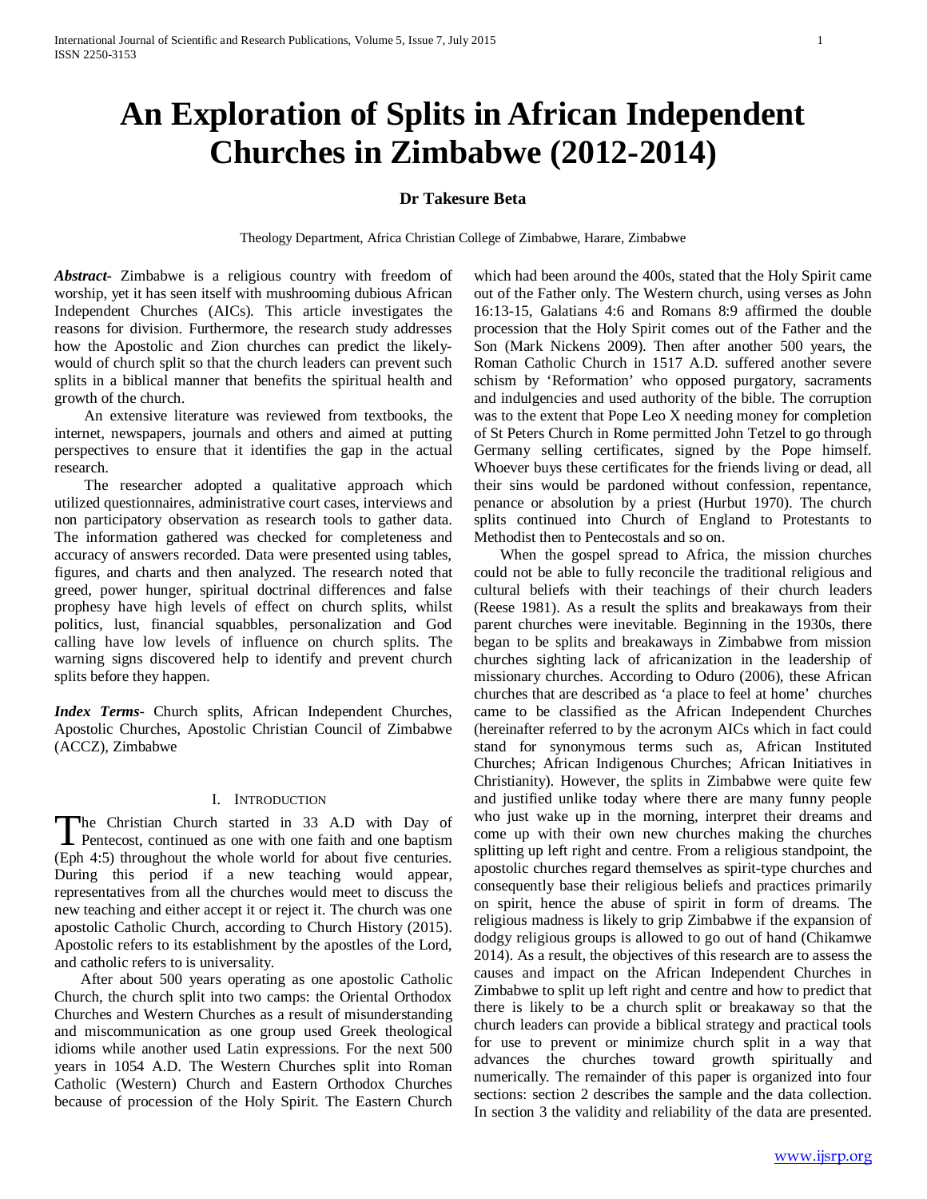# An Exploration of Splits in African Independent Churches in Zimbabwe (2012-2014)

**Dr Takesure Beta**

Theology Department, Africa Christian College of Zimbabwe, Harare, Zimbabwe

***Abstract-*** Zimbabwe is a religious country with freedom of worship, yet it has seen itself with mushrooming dubious African Independent Churches (AICs). This article investigates the reasons for division. Furthermore, the research study addresses how the Apostolic and Zion churches can predict the likely-would of church split so that the church leaders can prevent such splits in a biblical manner that benefits the spiritual health and growth of the church.

An extensive literature was reviewed from textbooks, the internet, newspapers, journals and others and aimed at putting perspectives to ensure that it identifies the gap in the actual research.

The researcher adopted a qualitative approach which utilized questionnaires, administrative court cases, interviews and non participatory observation as research tools to gather data. The information gathered was checked for completeness and accuracy of answers recorded. Data were presented using tables, figures, and charts and then analyzed. The research noted that greed, power hunger, spiritual doctrinal differences and false prophesy have high levels of effect on church splits, whilst politics, lust, financial squabbles, personalization and God calling have low levels of influence on church splits. The warning signs discovered help to identify and prevent church splits before they happen.

***Index Terms*-** Church splits, African Independent Churches, Apostolic Churches, Apostolic Christian Council of Zimbabwe (ACCZ), Zimbabwe

## I. Introduction

The Christian Church started in 33 A.D with Day of Pentecost, continued as one with one faith and one baptism (Eph 4:5) throughout the whole world for about five centuries. During this period if a new teaching would appear, representatives from all the churches would meet to discuss the new teaching and either accept it or reject it. The church was one apostolic Catholic Church, according to Church History (2015). Apostolic refers to its establishment by the apostles of the Lord, and catholic refers to is universality.

After about 500 years operating as one apostolic Catholic Church, the church split into two camps: the Oriental Orthodox Churches and Western Churches as a result of misunderstanding and miscommunication as one group used Greek theological idioms while another used Latin expressions. For the next 500 years in 1054 A.D. The Western Churches split into Roman Catholic (Western) Church and Eastern Orthodox Churches because of procession of the Holy Spirit. The Eastern Church which had been around the 400s, stated that the Holy Spirit came out of the Father only. The Western church, using verses as John 16:13-15, Galatians 4:6 and Romans 8:9 affirmed the double procession that the Holy Spirit comes out of the Father and the Son (Mark Nickens 2009). Then after another 500 years, the Roman Catholic Church in 1517 A.D. suffered another severe schism by 'Reformation' who opposed purgatory, sacraments and indulgencies and used authority of the bible. The corruption was to the extent that Pope Leo X needing money for completion of St Peters Church in Rome permitted John Tetzel to go through Germany selling certificates, signed by the Pope himself. Whoever buys these certificates for the friends living or dead, all their sins would be pardoned without confession, repentance, penance or absolution by a priest (Hurbut 1970). The church splits continued into Church of England to Protestants to Methodist then to Pentecostals and so on.

When the gospel spread to Africa, the mission churches could not be able to fully reconcile the traditional religious and cultural beliefs with their teachings of their church leaders (Reese 1981). As a result the splits and breakaways from their parent churches were inevitable. Beginning in the 1930s, there began to be splits and breakaways in Zimbabwe from mission churches sighting lack of africanization in the leadership of missionary churches. According to Oduro (2006), these African churches that are described as 'a place to feel at home' churches came to be classified as the African Independent Churches (hereinafter referred to by the acronym AICs which in fact could stand for synonymous terms such as, African Instituted Churches; African Indigenous Churches; African Initiatives in Christianity). However, the splits in Zimbabwe were quite few and justified unlike today where there are many funny people who just wake up in the morning, interpret their dreams and come up with their own new churches making the churches splitting up left right and centre. From a religious standpoint, the apostolic churches regard themselves as spirit-type churches and consequently base their religious beliefs and practices primarily on spirit, hence the abuse of spirit in form of dreams. The religious madness is likely to grip Zimbabwe if the expansion of dodgy religious groups is allowed to go out of hand (Chikamwe 2014). As a result, the objectives of this research are to assess the causes and impact on the African Independent Churches in Zimbabwe to split up left right and centre and how to predict that there is likely to be a church split or breakaway so that the church leaders can provide a biblical strategy and practical tools for use to prevent or minimize church split in a way that advances the churches toward growth spiritually and numerically. The remainder of this paper is organized into four sections: section 2 describes the sample and the data collection. In section 3 the validity and reliability of the data are presented.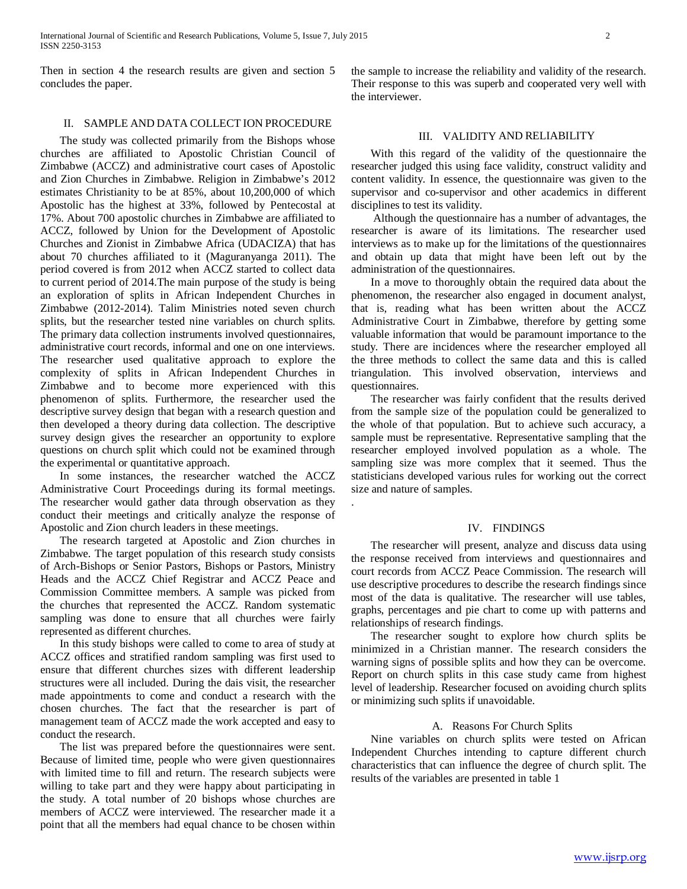Then in section 4 the research results are given and section 5 concludes the paper.

## II. SAMPLE AND DATA COLLECT ION PROCEDURE

The study was collected primarily from the Bishops whose churches are affiliated to Apostolic Christian Council of Zimbabwe (ACCZ) and administrative court cases of Apostolic and Zion Churches in Zimbabwe. Religion in Zimbabwe's 2012 estimates Christianity to be at 85%, about 10,200,000 of which Apostolic has the highest at 33%, followed by Pentecostal at 17%. About 700 apostolic churches in Zimbabwe are affiliated to ACCZ, followed by Union for the Development of Apostolic Churches and Zionist in Zimbabwe Africa (UDACIZA) that has about 70 churches affiliated to it (Maguranyanga 2011). The period covered is from 2012 when ACCZ started to collect data to current period of 2014.The main purpose of the study is being an exploration of splits in African Independent Churches in Zimbabwe (2012-2014). Talim Ministries noted seven church splits, but the researcher tested nine variables on church splits. The primary data collection instruments involved questionnaires, administrative court records, informal and one on one interviews. The researcher used qualitative approach to explore the complexity of splits in African Independent Churches in Zimbabwe and to become more experienced with this phenomenon of splits. Furthermore, the researcher used the descriptive survey design that began with a research question and then developed a theory during data collection. The descriptive survey design gives the researcher an opportunity to explore questions on church split which could not be examined through the experimental or quantitative approach.

In some instances, the researcher watched the ACCZ Administrative Court Proceedings during its formal meetings. The researcher would gather data through observation as they conduct their meetings and critically analyze the response of Apostolic and Zion church leaders in these meetings.

The research targeted at Apostolic and Zion churches in Zimbabwe. The target population of this research study consists of Arch-Bishops or Senior Pastors, Bishops or Pastors, Ministry Heads and the ACCZ Chief Registrar and ACCZ Peace and Commission Committee members. A sample was picked from the churches that represented the ACCZ. Random systematic sampling was done to ensure that all churches were fairly represented as different churches.

In this study bishops were called to come to area of study at ACCZ offices and stratified random sampling was first used to ensure that different churches sizes with different leadership structures were all included. During the dais visit, the researcher made appointments to come and conduct a research with the chosen churches. The fact that the researcher is part of management team of ACCZ made the work accepted and easy to conduct the research.

The list was prepared before the questionnaires were sent. Because of limited time, people who were given questionnaires with limited time to fill and return. The research subjects were willing to take part and they were happy about participating in the study. A total number of 20 bishops whose churches are members of ACCZ were interviewed. The researcher made it a point that all the members had equal chance to be chosen within the sample to increase the reliability and validity of the research. Their response to this was superb and cooperated very well with the interviewer.

## III. VALIDITY AND RELIABILITY

With this regard of the validity of the questionnaire the researcher judged this using face validity, construct validity and content validity. In essence, the questionnaire was given to the supervisor and co-supervisor and other academics in different disciplines to test its validity.

Although the questionnaire has a number of advantages, the researcher is aware of its limitations. The researcher used interviews as to make up for the limitations of the questionnaires and obtain up data that might have been left out by the administration of the questionnaires.

In a move to thoroughly obtain the required data about the phenomenon, the researcher also engaged in document analyst, that is, reading what has been written about the ACCZ Administrative Court in Zimbabwe, therefore by getting some valuable information that would be paramount importance to the study. There are incidences where the researcher employed all the three methods to collect the same data and this is called triangulation. This involved observation, interviews and questionnaires.

The researcher was fairly confident that the results derived from the sample size of the population could be generalized to the whole of that population. But to achieve such accuracy, a sample must be representative. Representative sampling that the researcher employed involved population as a whole. The sampling size was more complex that it seemed. Thus the statisticians developed various rules for working out the correct size and nature of samples.

.

## IV. FINDINGS

The researcher will present, analyze and discuss data using the response received from interviews and questionnaires and court records from ACCZ Peace Commission. The research will use descriptive procedures to describe the research findings since most of the data is qualitative. The researcher will use tables, graphs, percentages and pie chart to come up with patterns and relationships of research findings.

The researcher sought to explore how church splits be minimized in a Christian manner. The research considers the warning signs of possible splits and how they can be overcome. Report on church splits in this case study came from highest level of leadership. Researcher focused on avoiding church splits or minimizing such splits if unavoidable.

### A. Reasons For Church Splits

Nine variables on church splits were tested on African Independent Churches intending to capture different church characteristics that can influence the degree of church split. The results of the variables are presented in table 1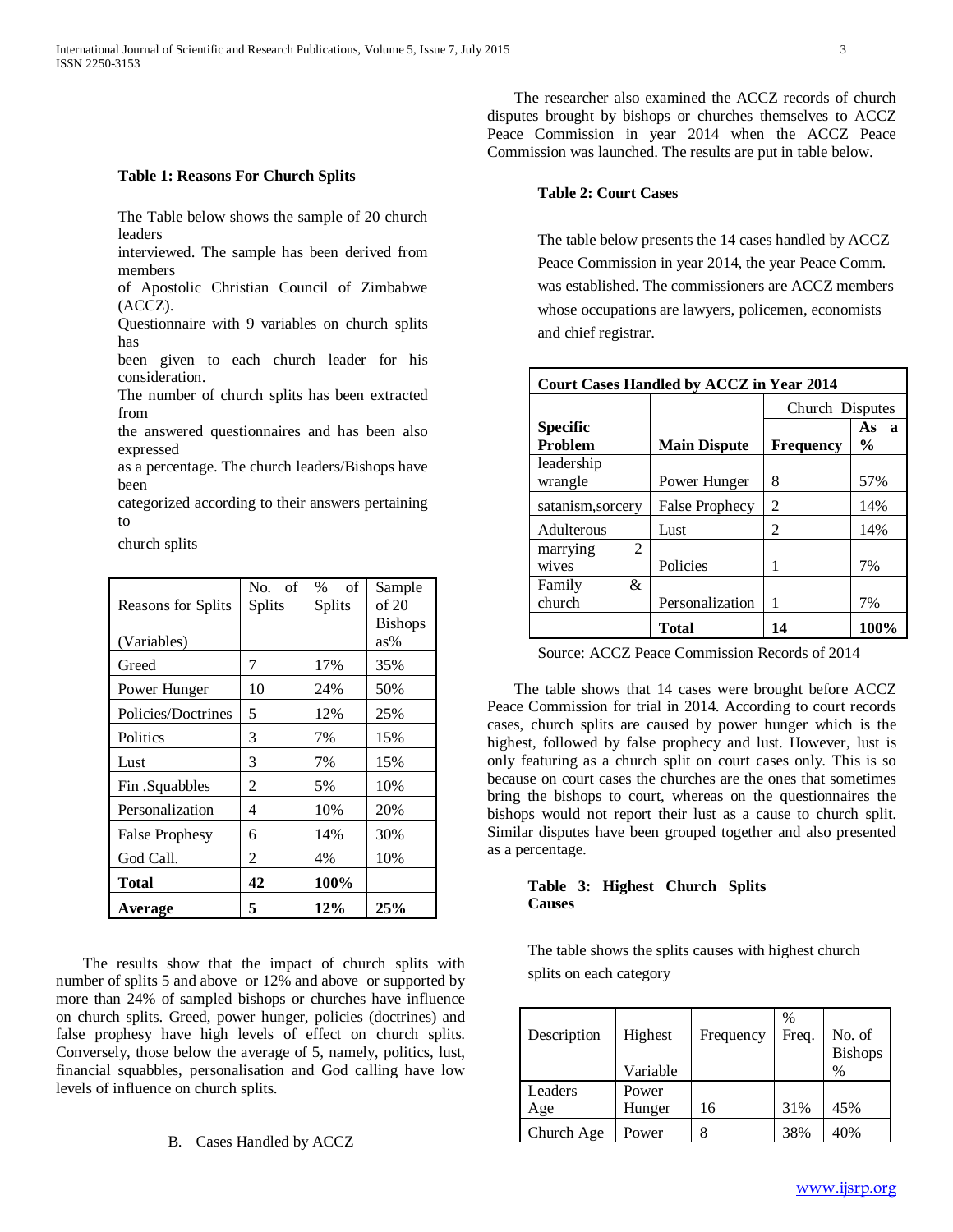### Table 1: Reasons For Church Splits

The Table below shows the sample of 20 church leaders interviewed. The sample has been derived from members of Apostolic Christian Council of Zimbabwe (ACCZ). Questionnaire with 9 variables on church splits has been given to each church leader for his consideration. The number of church splits has been extracted from the answered questionnaires and has been also expressed as a percentage. The church leaders/Bishops have been categorized according to their answers pertaining to church splits

| Reasons for Splits (Variables) | No. of Splits | % of Splits | Sample of 20 Bishops as% |
|---|---|---|---|
| Greed | 7 | 17% | 35% |
| Power Hunger | 10 | 24% | 50% |
| Policies/Doctrines | 5 | 12% | 25% |
| Politics | 3 | 7% | 15% |
| Lust | 3 | 7% | 15% |
| Fin .Squabbles | 2 | 5% | 10% |
| Personalization | 4 | 10% | 20% |
| False Prophesy | 6 | 14% | 30% |
| God Call. | 2 | 4% | 10% |
| **Total** | **42** | **100%** | |
| **Average** | **5** | **12%** | **25%** |

The results show that the impact of church splits with number of splits 5 and above or 12% and above or supported by more than 24% of sampled bishops or churches have influence on church splits. Greed, power hunger, policies (doctrines) and false prophesy have high levels of effect on church splits. Conversely, those below the average of 5, namely, politics, lust, financial squabbles, personalisation and God calling have low levels of influence on church splits.

B. Cases Handled by ACCZ

The researcher also examined the ACCZ records of church disputes brought by bishops or churches themselves to ACCZ Peace Commission in year 2014 when the ACCZ Peace Commission was launched. The results are put in table below.

### Table 2: Court Cases

The table below presents the 14 cases handled by ACCZ Peace Commission in year 2014, the year Peace Comm. was established. The commissioners are ACCZ members whose occupations are lawyers, policemen, economists and chief registrar.

| Court Cases Handled by ACCZ in Year 2014 | | | |
|---|---|---|---|
| | | Church Disputes | |
| **Specific Problem** | **Main Dispute** | **Frequency** | **As a %** |
| leadership wrangle | Power Hunger | 8 | 57% |
| satanism,sorcery | False Prophecy | 2 | 14% |
| Adulterous | Lust | 2 | 14% |
| marrying 2 wives | Policies | 1 | 7% |
| Family & church | Personalization | 1 | 7% |
| | **Total** | **14** | **100%** |

Source: ACCZ Peace Commission Records of 2014

The table shows that 14 cases were brought before ACCZ Peace Commission for trial in 2014. According to court records cases, church splits are caused by power hunger which is the highest, followed by false prophecy and lust. However, lust is only featuring as a church split on court cases only. This is so because on court cases the churches are the ones that sometimes bring the bishops to court, whereas on the questionnaires the bishops would not report their lust as a cause to church split. Similar disputes have been grouped together and also presented as a percentage.

### Table 3: Highest Church Splits Causes

The table shows the splits causes with highest church splits on each category

| Description | Highest Variable | Frequency | % Freq. | No. of Bishops % |
|---|---|---|---|---|
| Leaders Age | Power Hunger | 16 | 31% | 45% |
| Church Age | Power | 8 | 38% | 40% |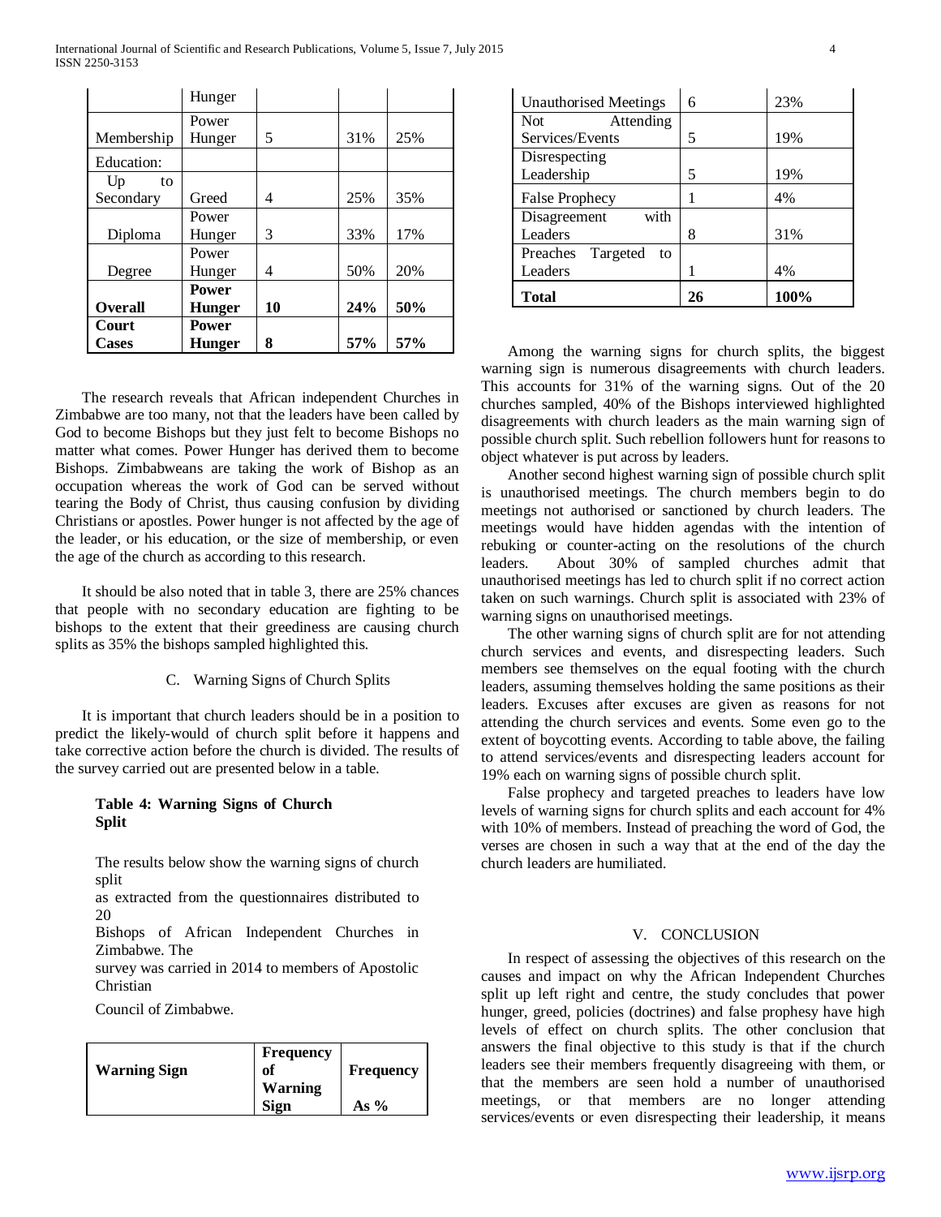| | Hunger | | | |
|---|---|---|---|---|
| Membership | Power Hunger | 5 | 31% | 25% |
| Education: | | | | |
| Up to Secondary | Greed | 4 | 25% | 35% |
| Diploma | Power Hunger | 3 | 33% | 17% |
| Degree | Power Hunger | 4 | 50% | 20% |
| **Overall** | **Power Hunger** | **10** | **24%** | **50%** |
| **Court Cases** | **Power Hunger** | **8** | **57%** | **57%** |

The research reveals that African independent Churches in Zimbabwe are too many, not that the leaders have been called by God to become Bishops but they just felt to become Bishops no matter what comes. Power Hunger has derived them to become Bishops. Zimbabweans are taking the work of Bishop as an occupation whereas the work of God can be served without tearing the Body of Christ, thus causing confusion by dividing Christians or apostles. Power hunger is not affected by the age of the leader, or his education, or the size of membership, or even the age of the church as according to this research.

It should be also noted that in table 3, there are 25% chances that people with no secondary education are fighting to be bishops to the extent that their greediness are causing church splits as 35% the bishops sampled highlighted this.

### C. Warning Signs of Church Splits

It is important that church leaders should be in a position to predict the likely-would of church split before it happens and take corrective action before the church is divided. The results of the survey carried out are presented below in a table.

**Table 4: Warning Signs of Church Split**

The results below show the warning signs of church split as extracted from the questionnaires distributed to 20 Bishops of African Independent Churches in Zimbabwe. The survey was carried in 2014 to members of Apostolic Christian Council of Zimbabwe.

| **Warning Sign** | **Frequency of Warning Sign** | **Frequency As %** |
|---|---|---|
| Unauthorised Meetings | 6 | 23% |
| Not Attending Services/Events | 5 | 19% |
| Disrespecting Leadership | 5 | 19% |
| False Prophecy | 1 | 4% |
| Disagreement with Leaders | 8 | 31% |
| Preaches Targeted to Leaders | 1 | 4% |
| **Total** | **26** | **100%** |

Among the warning signs for church splits, the biggest warning sign is numerous disagreements with church leaders. This accounts for 31% of the warning signs. Out of the 20 churches sampled, 40% of the Bishops interviewed highlighted disagreements with church leaders as the main warning sign of possible church split. Such rebellion followers hunt for reasons to object whatever is put across by leaders.

Another second highest warning sign of possible church split is unauthorised meetings. The church members begin to do meetings not authorised or sanctioned by church leaders. The meetings would have hidden agendas with the intention of rebuking or counter-acting on the resolutions of the church leaders. About 30% of sampled churches admit that unauthorised meetings has led to church split if no correct action taken on such warnings. Church split is associated with 23% of warning signs on unauthorised meetings.

The other warning signs of church split are for not attending church services and events, and disrespecting leaders. Such members see themselves on the equal footing with the church leaders, assuming themselves holding the same positions as their leaders. Excuses after excuses are given as reasons for not attending the church services and events. Some even go to the extent of boycotting events. According to table above, the failing to attend services/events and disrespecting leaders account for 19% each on warning signs of possible church split.

False prophecy and targeted preaches to leaders have low levels of warning signs for church splits and each account for 4% with 10% of members. Instead of preaching the word of God, the verses are chosen in such a way that at the end of the day the church leaders are humiliated.

## V. CONCLUSION

In respect of assessing the objectives of this research on the causes and impact on why the African Independent Churches split up left right and centre, the study concludes that power hunger, greed, policies (doctrines) and false prophesy have high levels of effect on church splits. The other conclusion that answers the final objective to this study is that if the church leaders see their members frequently disagreeing with them, or that the members are seen hold a number of unauthorised meetings, or that members are no longer attending services/events or even disrespecting their leadership, it means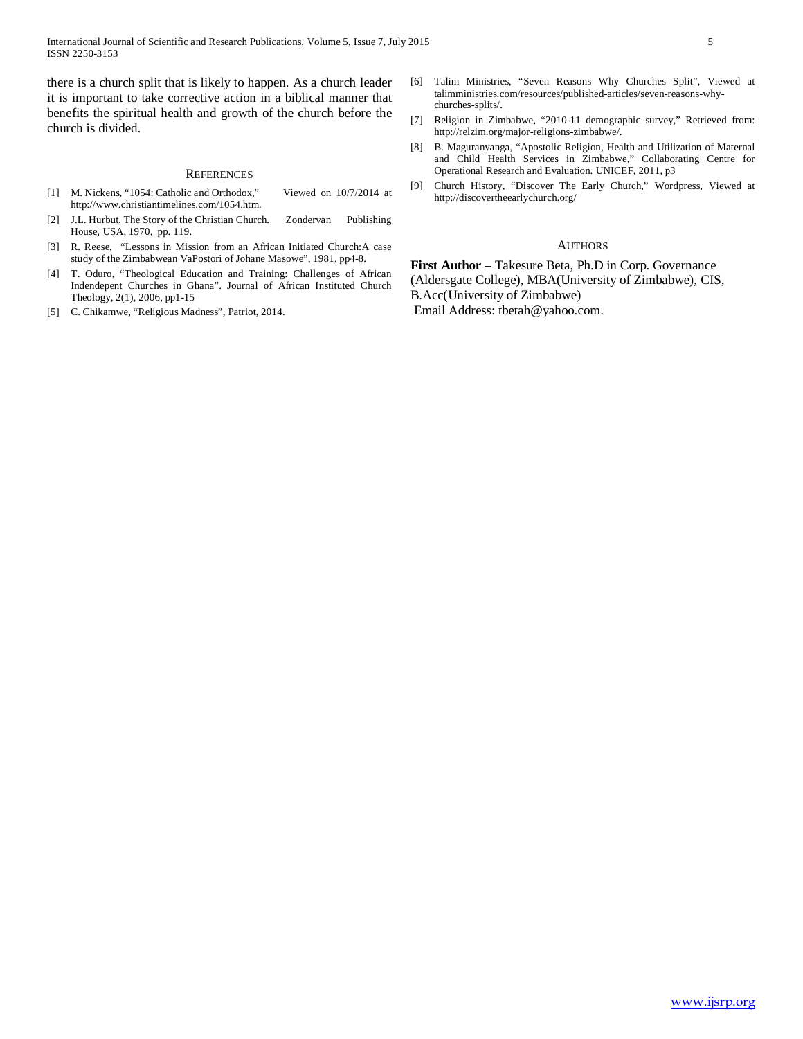there is a church split that is likely to happen. As a church leader it is important to take corrective action in a biblical manner that benefits the spiritual health and growth of the church before the church is divided.

## REFERENCES

[1] M. Nickens, "1054: Catholic and Orthodox," Viewed on 10/7/2014 at http://www.christiantimelines.com/1054.htm.

[2] J.L. Hurbut, The Story of the Christian Church. Zondervan Publishing House, USA, 1970, pp. 119.

[3] R. Reese, "Lessons in Mission from an African Initiated Church:A case study of the Zimbabwean VaPostori of Johane Masowe", 1981, pp4-8.

[4] T. Oduro, "Theological Education and Training: Challenges of African Indendepent Churches in Ghana". Journal of African Instituted Church Theology, 2(1), 2006, pp1-15

[5] C. Chikamwe, "Religious Madness", Patriot, 2014.

[6] Talim Ministries, "Seven Reasons Why Churches Split", Viewed at talimministries.com/resources/published-articles/seven-reasons-why-churches-splits/.

[7] Religion in Zimbabwe, "2010-11 demographic survey," Retrieved from: http://relzim.org/major-religions-zimbabwe/.

[8] B. Maguranyanga, "Apostolic Religion, Health and Utilization of Maternal and Child Health Services in Zimbabwe," Collaborating Centre for Operational Research and Evaluation. UNICEF, 2011, p3

[9] Church History, "Discover The Early Church," Wordpress, Viewed at http://discovertheearlychurch.org/

## AUTHORS

**First Author** – Takesure Beta, Ph.D in Corp. Governance (Aldersgate College), MBA(University of Zimbabwe), CIS, B.Acc(University of Zimbabwe)
Email Address: tbetah@yahoo.com.